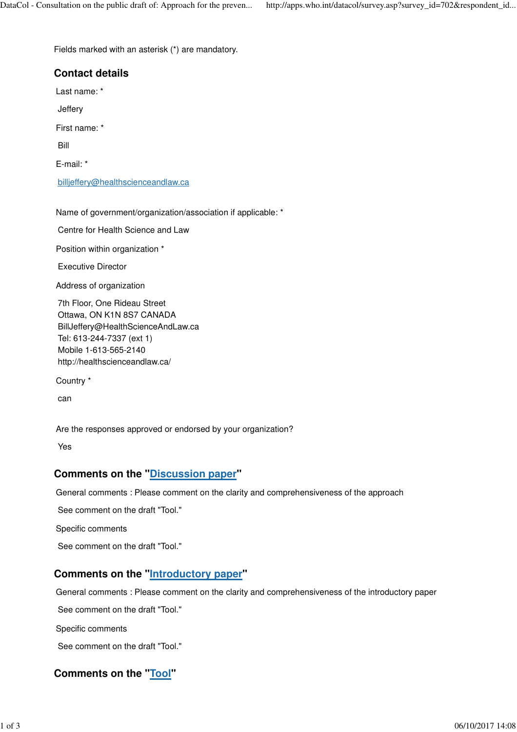Fields marked with an asterisk (*) are mandatory.

## Contact details

Last name: *

Jeffery

First name: *

Bill

E-mail: *

billjeffery@healthscienceandlaw.ca

Name of government/organization/association if applicable: *

Centre for Health Science and Law

Position within organization *

Executive Director

Address of organization

7th Floor, One Rideau Street
Ottawa, ON K1N 8S7 CANADA
BillJeffery@HealthScienceAndLaw.ca
Tel: 613-244-7337 (ext 1)
Mobile 1-613-565-2140
http://healthscienceandlaw.ca/

Country *

can

Are the responses approved or endorsed by your organization?

Yes

## Comments on the "Discussion paper"

General comments : Please comment on the clarity and comprehensiveness of the approach

See comment on the draft "Tool."

Specific comments

See comment on the draft "Tool."

## Comments on the "Introductory paper"

General comments : Please comment on the clarity and comprehensiveness of the introductory paper

See comment on the draft "Tool."

Specific comments

See comment on the draft "Tool."

## Comments on the "Tool"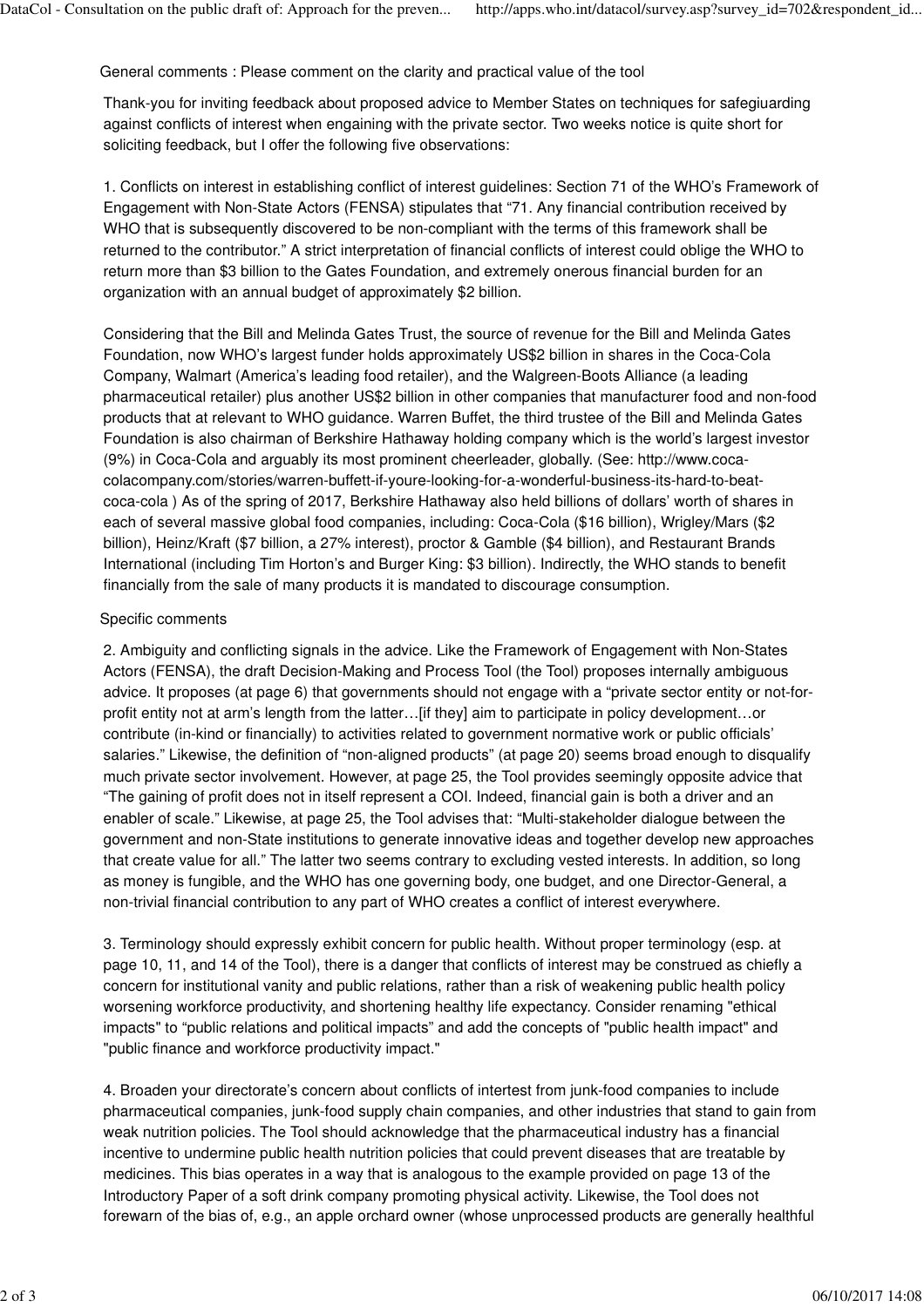General comments : Please comment on the clarity and practical value of the tool

Thank-you for inviting feedback about proposed advice to Member States on techniques for safegiuarding against conflicts of interest when engaining with the private sector. Two weeks notice is quite short for soliciting feedback, but I offer the following five observations:

1. Conflicts on interest in establishing conflict of interest guidelines: Section 71 of the WHO's Framework of Engagement with Non-State Actors (FENSA) stipulates that "71. Any financial contribution received by WHO that is subsequently discovered to be non-compliant with the terms of this framework shall be returned to the contributor." A strict interpretation of financial conflicts of interest could oblige the WHO to return more than $3 billion to the Gates Foundation, and extremely onerous financial burden for an organization with an annual budget of approximately $2 billion.

Considering that the Bill and Melinda Gates Trust, the source of revenue for the Bill and Melinda Gates Foundation, now WHO's largest funder holds approximately US$2 billion in shares in the Coca-Cola Company, Walmart (America's leading food retailer), and the Walgreen-Boots Alliance (a leading pharmaceutical retailer) plus another US$2 billion in other companies that manufacturer food and non-food products that at relevant to WHO guidance. Warren Buffet, the third trustee of the Bill and Melinda Gates Foundation is also chairman of Berkshire Hathaway holding company which is the world's largest investor (9%) in Coca-Cola and arguably its most prominent cheerleader, globally. (See: http://www.coca-colacompany.com/stories/warren-buffett-if-youre-looking-for-a-wonderful-business-its-hard-to-beat-coca-cola ) As of the spring of 2017, Berkshire Hathaway also held billions of dollars' worth of shares in each of several massive global food companies, including: Coca-Cola ($16 billion), Wrigley/Mars ($2 billion), Heinz/Kraft ($7 billion, a 27% interest), proctor & Gamble ($4 billion), and Restaurant Brands International (including Tim Horton's and Burger King: $3 billion). Indirectly, the WHO stands to benefit financially from the sale of many products it is mandated to discourage consumption.

Specific comments

2. Ambiguity and conflicting signals in the advice. Like the Framework of Engagement with Non-States Actors (FENSA), the draft Decision-Making and Process Tool (the Tool) proposes internally ambiguous advice. It proposes (at page 6) that governments should not engage with a "private sector entity or not-for-profit entity not at arm's length from the latter…[if they] aim to participate in policy development…or contribute (in-kind or financially) to activities related to government normative work or public officials' salaries." Likewise, the definition of "non-aligned products" (at page 20) seems broad enough to disqualify much private sector involvement. However, at page 25, the Tool provides seemingly opposite advice that "The gaining of profit does not in itself represent a COI. Indeed, financial gain is both a driver and an enabler of scale." Likewise, at page 25, the Tool advises that: "Multi-stakeholder dialogue between the government and non-State institutions to generate innovative ideas and together develop new approaches that create value for all." The latter two seems contrary to excluding vested interests. In addition, so long as money is fungible, and the WHO has one governing body, one budget, and one Director-General, a non-trivial financial contribution to any part of WHO creates a conflict of interest everywhere.

3. Terminology should expressly exhibit concern for public health. Without proper terminology (esp. at page 10, 11, and 14 of the Tool), there is a danger that conflicts of interest may be construed as chiefly a concern for institutional vanity and public relations, rather than a risk of weakening public health policy worsening workforce productivity, and shortening healthy life expectancy. Consider renaming "ethical impacts" to "public relations and political impacts" and add the concepts of "public health impact" and "public finance and workforce productivity impact."

4. Broaden your directorate's concern about conflicts of intertest from junk-food companies to include pharmaceutical companies, junk-food supply chain companies, and other industries that stand to gain from weak nutrition policies. The Tool should acknowledge that the pharmaceutical industry has a financial incentive to undermine public health nutrition policies that could prevent diseases that are treatable by medicines. This bias operates in a way that is analogous to the example provided on page 13 of the Introductory Paper of a soft drink company promoting physical activity. Likewise, the Tool does not forewarn of the bias of, e.g., an apple orchard owner (whose unprocessed products are generally healthful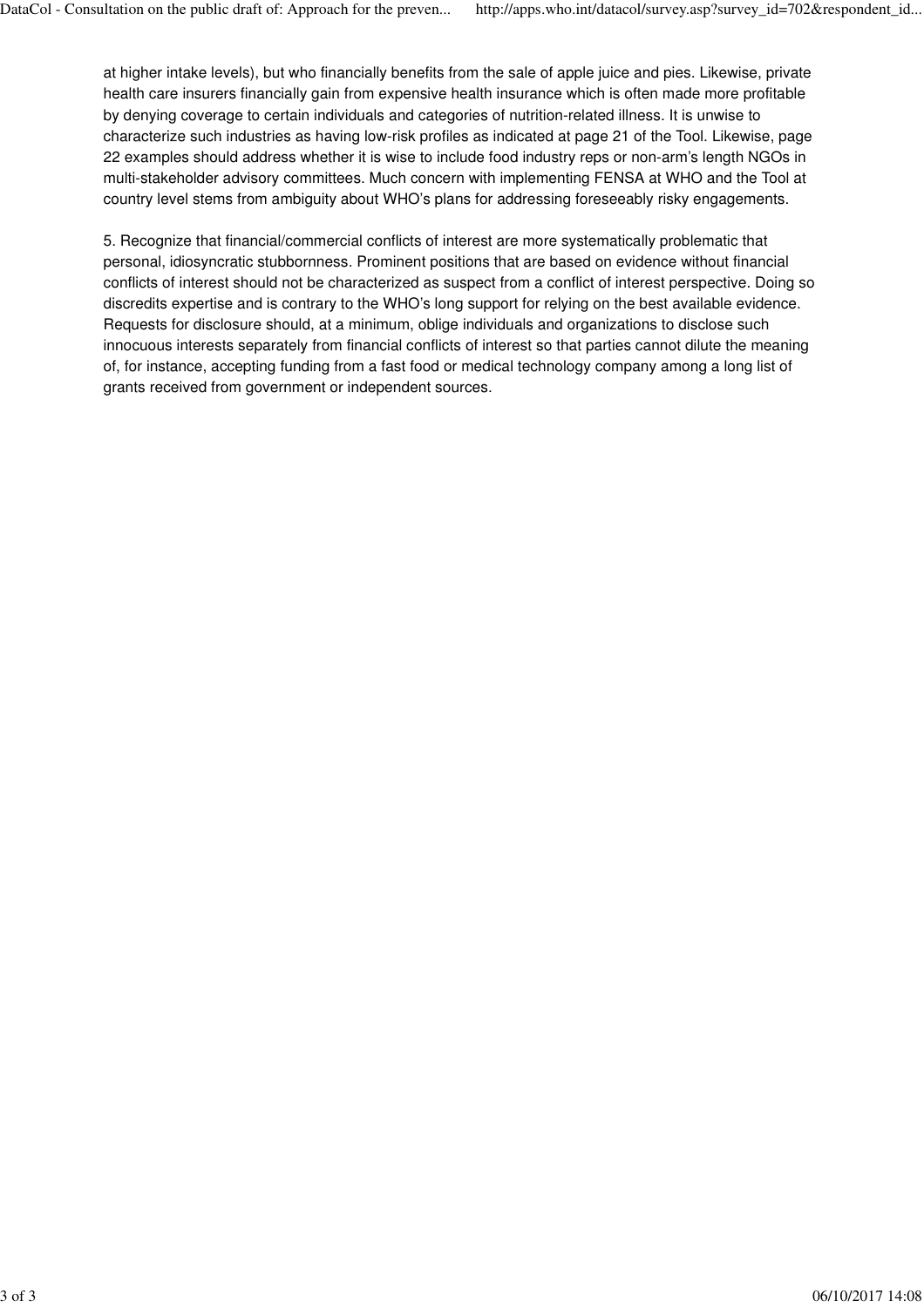at higher intake levels), but who financially benefits from the sale of apple juice and pies. Likewise, private health care insurers financially gain from expensive health insurance which is often made more profitable by denying coverage to certain individuals and categories of nutrition-related illness. It is unwise to characterize such industries as having low-risk profiles as indicated at page 21 of the Tool. Likewise, page 22 examples should address whether it is wise to include food industry reps or non-arm's length NGOs in multi-stakeholder advisory committees. Much concern with implementing FENSA at WHO and the Tool at country level stems from ambiguity about WHO's plans for addressing foreseeably risky engagements.

5. Recognize that financial/commercial conflicts of interest are more systematically problematic that personal, idiosyncratic stubbornness. Prominent positions that are based on evidence without financial conflicts of interest should not be characterized as suspect from a conflict of interest perspective. Doing so discredits expertise and is contrary to the WHO's long support for relying on the best available evidence. Requests for disclosure should, at a minimum, oblige individuals and organizations to disclose such innocuous interests separately from financial conflicts of interest so that parties cannot dilute the meaning of, for instance, accepting funding from a fast food or medical technology company among a long list of grants received from government or independent sources.